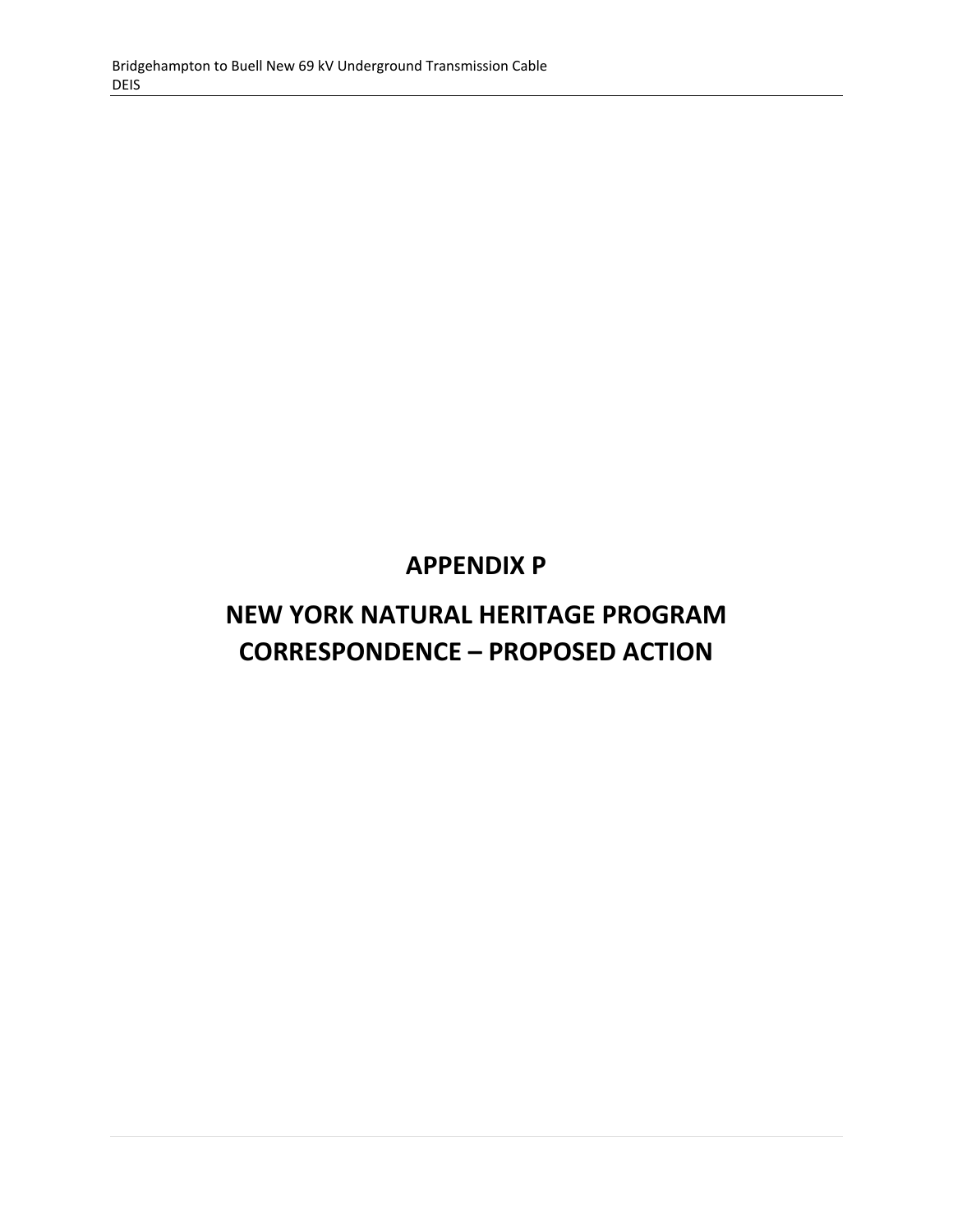# APPENDIX P

# NEW YORK NATURAL HERITAGE PROGRAM CORRESPONDENCE – PROPOSED ACTION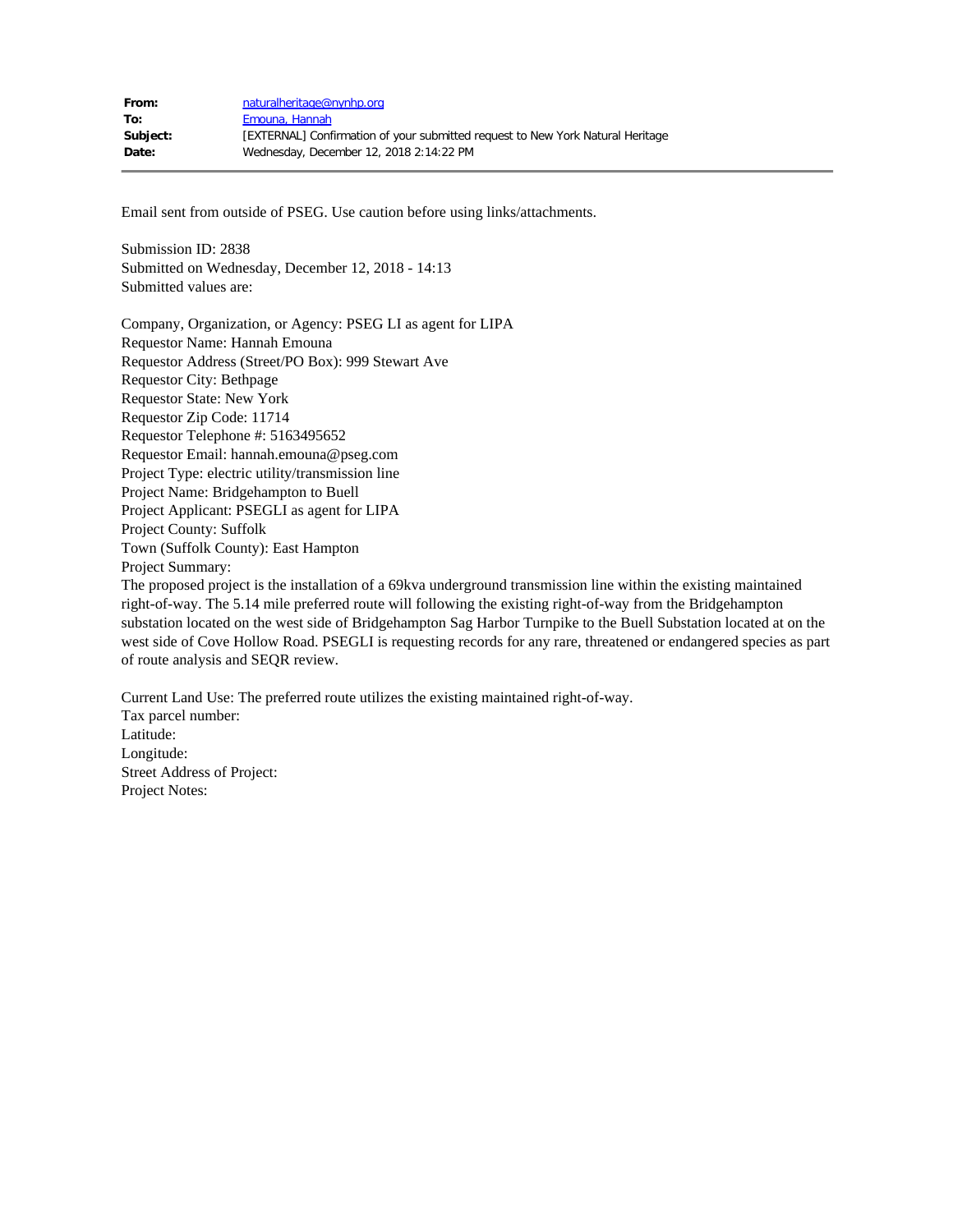**From:** naturalheritage@nynhp.org
**To:** Emouna, Hannah
**Subject:** [EXTERNAL] Confirmation of your submitted request to New York Natural Heritage
**Date:** Wednesday, December 12, 2018 2:14:22 PM

---

Email sent from outside of PSEG. Use caution before using links/attachments.

Submission ID: 2838
Submitted on Wednesday, December 12, 2018 - 14:13
Submitted values are:

Company, Organization, or Agency: PSEG LI as agent for LIPA
Requestor Name: Hannah Emouna
Requestor Address (Street/PO Box): 999 Stewart Ave
Requestor City: Bethpage
Requestor State: New York
Requestor Zip Code: 11714
Requestor Telephone #: 5163495652
Requestor Email: hannah.emouna@pseg.com
Project Type: electric utility/transmission line
Project Name: Bridgehampton to Buell
Project Applicant: PSEGLI as agent for LIPA
Project County: Suffolk
Town (Suffolk County): East Hampton
Project Summary:
The proposed project is the installation of a 69kva underground transmission line within the existing maintained right-of-way. The 5.14 mile preferred route will following the existing right-of-way from the Bridgehampton substation located on the west side of Bridgehampton Sag Harbor Turnpike to the Buell Substation located at on the west side of Cove Hollow Road. PSEGLI is requesting records for any rare, threatened or endangered species as part of route analysis and SEQR review.

Current Land Use: The preferred route utilizes the existing maintained right-of-way.
Tax parcel number:
Latitude:
Longitude:
Street Address of Project:
Project Notes: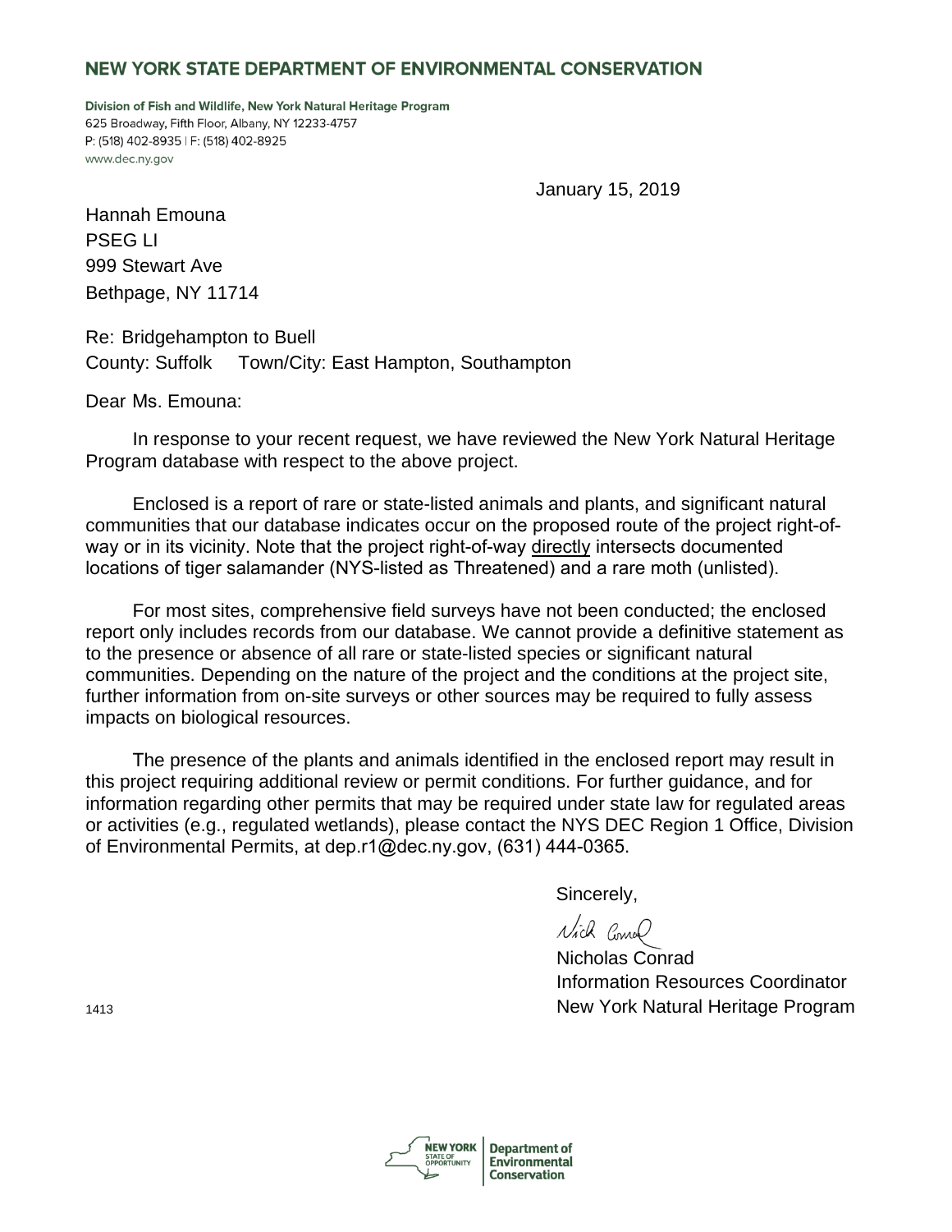## NEW YORK STATE DEPARTMENT OF ENVIRONMENTAL CONSERVATION

**Division of Fish and Wildlife, New York Natural Heritage Program**
625 Broadway, Fifth Floor, Albany, NY 12233-4757
P: (518) 402-8935 | F: (518) 402-8925
www.dec.ny.gov

January 15, 2019

Hannah Emouna
PSEG LI
999 Stewart Ave
Bethpage, NY 11714

Re: Bridgehampton to Buell
County: Suffolk Town/City: East Hampton, Southampton

Dear Ms. Emouna:

In response to your recent request, we have reviewed the New York Natural Heritage Program database with respect to the above project.

Enclosed is a report of rare or state-listed animals and plants, and significant natural communities that our database indicates occur on the proposed route of the project right-of-way or in its vicinity. Note that the project right-of-way directly intersects documented locations of tiger salamander (NYS-listed as Threatened) and a rare moth (unlisted).

For most sites, comprehensive field surveys have not been conducted; the enclosed report only includes records from our database. We cannot provide a definitive statement as to the presence or absence of all rare or state-listed species or significant natural communities. Depending on the nature of the project and the conditions at the project site, further information from on-site surveys or other sources may be required to fully assess impacts on biological resources.

The presence of the plants and animals identified in the enclosed report may result in this project requiring additional review or permit conditions. For further guidance, and for information regarding other permits that may be required under state law for regulated areas or activities (e.g., regulated wetlands), please contact the NYS DEC Region 1 Office, Division of Environmental Permits, at dep.r1@dec.ny.gov, (631) 444-0365.

Sincerely,

Nicholas Conrad
Information Resources Coordinator
New York Natural Heritage Program

1413

NEW YORK STATE OF OPPORTUNITY | Department of Environmental Conservation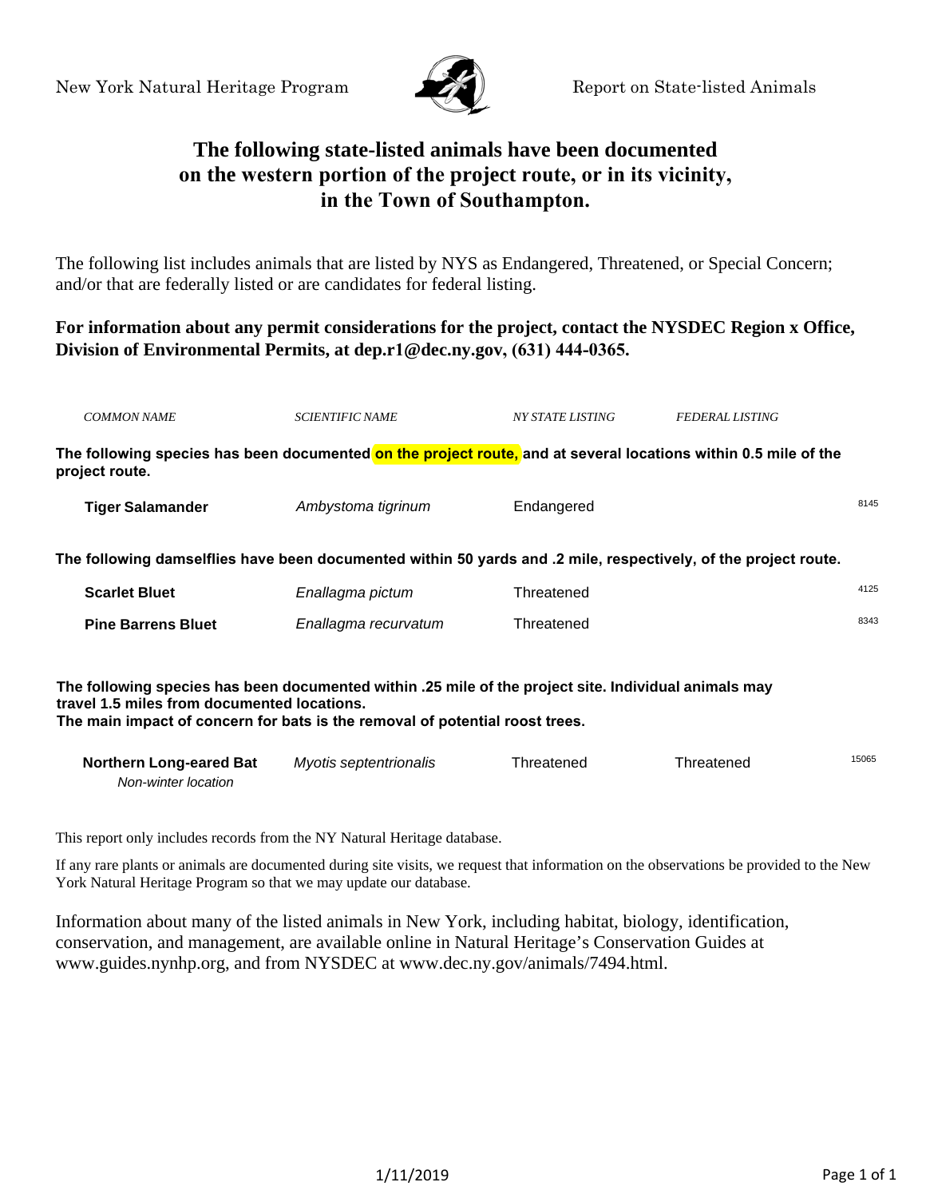New York Natural Heritage Program — Report on State-listed Animals

# The following state-listed animals have been documented on the western portion of the project route, or in its vicinity, in the Town of Southampton.

The following list includes animals that are listed by NYS as Endangered, Threatened, or Special Concern; and/or that are federally listed or are candidates for federal listing.

**For information about any permit considerations for the project, contact the NYSDEC Region x Office, Division of Environmental Permits, at dep.r1@dec.ny.gov, (631) 444-0365.**

| *COMMON NAME* | *SCIENTIFIC NAME* | *NY STATE LISTING* | *FEDERAL LISTING* | |
|---|---|---|---|---|
| **The following species has been documented on the project route, and at several locations within 0.5 mile of the project route.** | | | | |
| **Tiger Salamander** | *Ambystoma tigrinum* | Endangered | | 8145 |
| **The following damselflies have been documented within 50 yards and .2 mile, respectively, of the project route.** | | | | |
| **Scarlet Bluet** | *Enallagma pictum* | Threatened | | 4125 |
| **Pine Barrens Bluet** | *Enallagma recurvatum* | Threatened | | 8343 |
| **The following species has been documented within .25 mile of the project site. Individual animals may travel 1.5 miles from documented locations. The main impact of concern for bats is the removal of potential roost trees.** | | | | |
| **Northern Long-eared Bat** *Non-winter location* | *Myotis septentrionalis* | Threatened | Threatened | 15065 |

This report only includes records from the NY Natural Heritage database.

If any rare plants or animals are documented during site visits, we request that information on the observations be provided to the New York Natural Heritage Program so that we may update our database.

Information about many of the listed animals in New York, including habitat, biology, identification, conservation, and management, are available online in Natural Heritage's Conservation Guides at www.guides.nynhp.org, and from NYSDEC at www.dec.ny.gov/animals/7494.html.

1/11/2019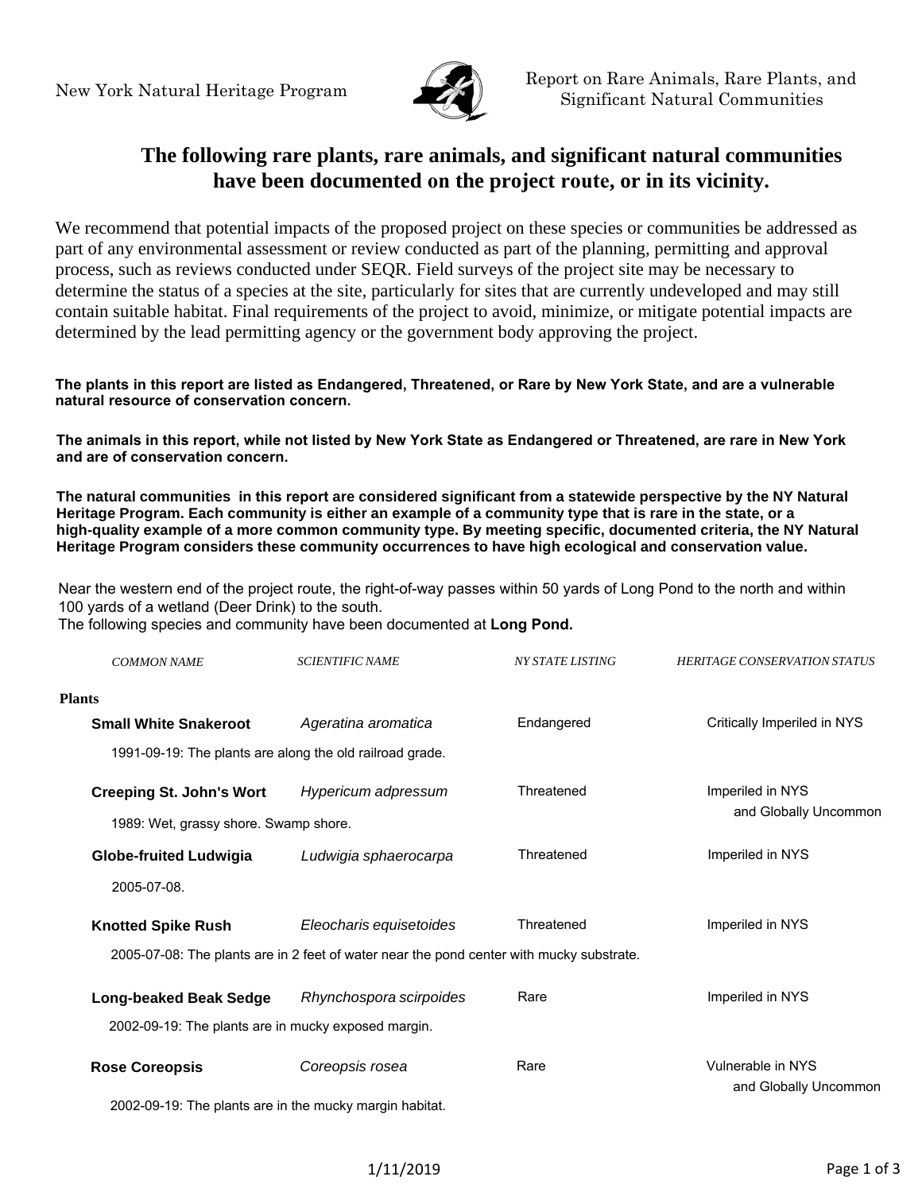New York Natural Heritage Program

Report on Rare Animals, Rare Plants, and Significant Natural Communities

# The following rare plants, rare animals, and significant natural communities have been documented on the project route, or in its vicinity.

We recommend that potential impacts of the proposed project on these species or communities be addressed as part of any environmental assessment or review conducted as part of the planning, permitting and approval process, such as reviews conducted under SEQR. Field surveys of the project site may be necessary to determine the status of a species at the site, particularly for sites that are currently undeveloped and may still contain suitable habitat. Final requirements of the project to avoid, minimize, or mitigate potential impacts are determined by the lead permitting agency or the government body approving the project.

**The plants in this report are listed as Endangered, Threatened, or Rare by New York State, and are a vulnerable natural resource of conservation concern.**

**The animals in this report, while not listed by New York State as Endangered or Threatened, are rare in New York and are of conservation concern.**

**The natural communities in this report are considered significant from a statewide perspective by the NY Natural Heritage Program. Each community is either an example of a community type that is rare in the state, or a high-quality example of a more common community type. By meeting specific, documented criteria, the NY Natural Heritage Program considers these community occurrences to have high ecological and conservation value.**

Near the western end of the project route, the right-of-way passes within 50 yards of Long Pond to the north and within 100 yards of a wetland (Deer Drink) to the south.
The following species and community have been documented at **Long Pond.**

| COMMON NAME | SCIENTIFIC NAME | NY STATE LISTING | HERITAGE CONSERVATION STATUS |
|---|---|---|---|
| **Plants** | | | |
| **Small White Snakeroot** | *Ageratina aromatica* | Endangered | Critically Imperiled in NYS |
| 1991-09-19: The plants are along the old railroad grade. | | | |
| **Creeping St. John's Wort** | *Hypericum adpressum* | Threatened | Imperiled in NYS and Globally Uncommon |
| 1989: Wet, grassy shore. Swamp shore. | | | |
| **Globe-fruited Ludwigia** | *Ludwigia sphaerocarpa* | Threatened | Imperiled in NYS |
| 2005-07-08. | | | |
| **Knotted Spike Rush** | *Eleocharis equisetoides* | Threatened | Imperiled in NYS |
| 2005-07-08: The plants are in 2 feet of water near the pond center with mucky substrate. | | | |
| **Long-beaked Beak Sedge** | *Rhynchospora scirpoides* | Rare | Imperiled in NYS |
| 2002-09-19: The plants are in mucky exposed margin. | | | |
| **Rose Coreopsis** | *Coreopsis rosea* | Rare | Vulnerable in NYS and Globally Uncommon |
| 2002-09-19: The plants are in the mucky margin habitat. | | | |

1/11/2019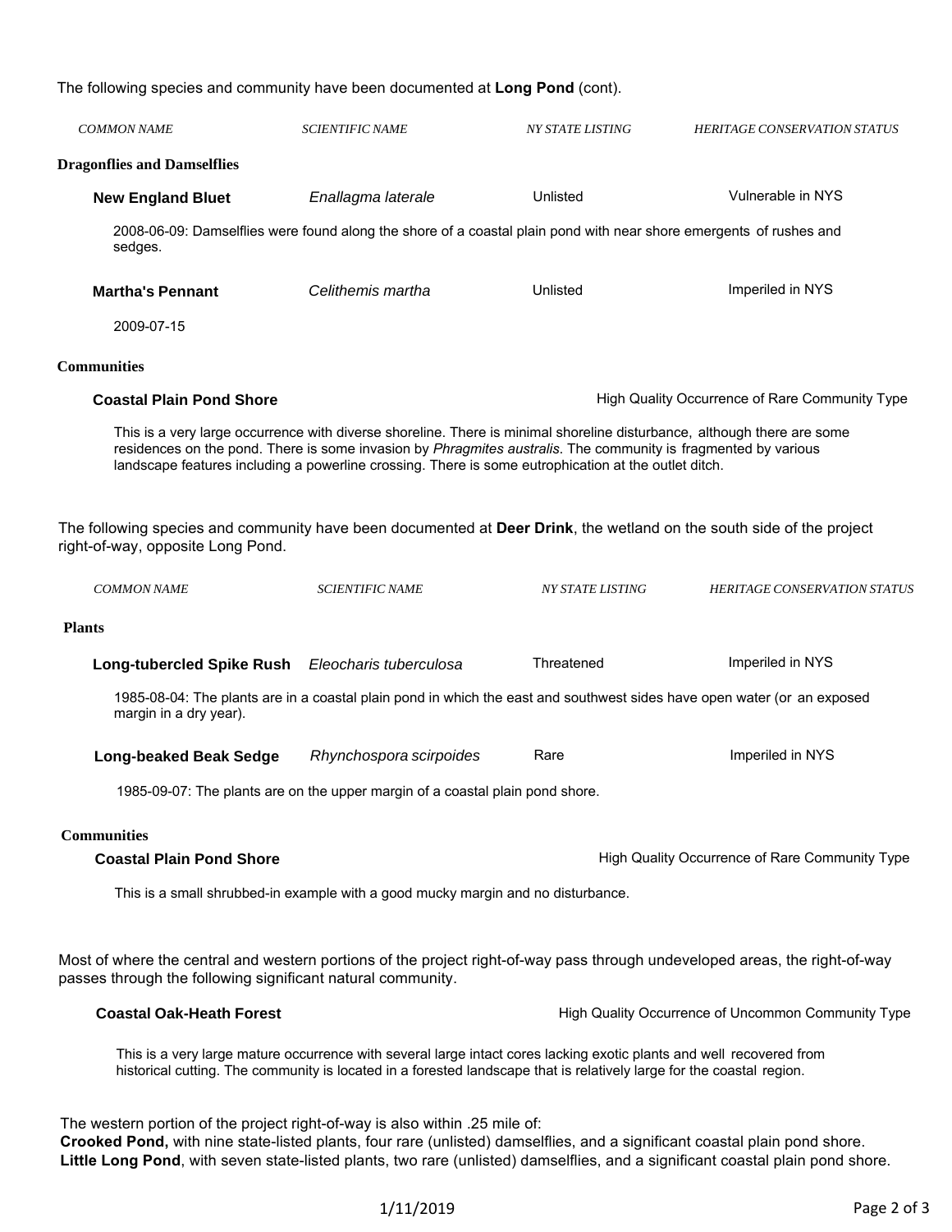The following species and community have been documented at **Long Pond** (cont).

| *COMMON NAME* | *SCIENTIFIC NAME* | *NY STATE LISTING* | *HERITAGE CONSERVATION STATUS* |
|---|---|---|---|

**Dragonflies and Damselflies**

| **New England Bluet** | *Enallagma laterale* | Unlisted | Vulnerable in NYS |
|---|---|---|---|

2008-06-09: Damselflies were found along the shore of a coastal plain pond with near shore emergents of rushes and sedges.

| **Martha's Pennant** | *Celithemis martha* | Unlisted | Imperiled in NYS |
|---|---|---|---|

2009-07-15

**Communities**

**Coastal Plain Pond Shore** — High Quality Occurrence of Rare Community Type

This is a very large occurrence with diverse shoreline. There is minimal shoreline disturbance, although there are some residences on the pond. There is some invasion by *Phragmites australis*. The community is fragmented by various landscape features including a powerline crossing. There is some eutrophication at the outlet ditch.

The following species and community have been documented at **Deer Drink**, the wetland on the south side of the project right-of-way, opposite Long Pond.

| *COMMON NAME* | *SCIENTIFIC NAME* | *NY STATE LISTING* | *HERITAGE CONSERVATION STATUS* |
|---|---|---|---|

**Plants**

| **Long-tubercled Spike Rush** | *Eleocharis tuberculosa* | Threatened | Imperiled in NYS |
|---|---|---|---|

1985-08-04: The plants are in a coastal plain pond in which the east and southwest sides have open water (or an exposed margin in a dry year).

| **Long-beaked Beak Sedge** | *Rhynchospora scirpoides* | Rare | Imperiled in NYS |
|---|---|---|---|

1985-09-07: The plants are on the upper margin of a coastal plain pond shore.

**Communities**

**Coastal Plain Pond Shore** — High Quality Occurrence of Rare Community Type

This is a small shrubbed-in example with a good mucky margin and no disturbance.

Most of where the central and western portions of the project right-of-way pass through undeveloped areas, the right-of-way passes through the following significant natural community.

**Coastal Oak-Heath Forest** — High Quality Occurrence of Uncommon Community Type

This is a very large mature occurrence with several large intact cores lacking exotic plants and well recovered from historical cutting. The community is located in a forested landscape that is relatively large for the coastal region.

The western portion of the project right-of-way is also within .25 mile of:
**Crooked Pond,** with nine state-listed plants, four rare (unlisted) damselflies, and a significant coastal plain pond shore.
**Little Long Pond**, with seven state-listed plants, two rare (unlisted) damselflies, and a significant coastal plain pond shore.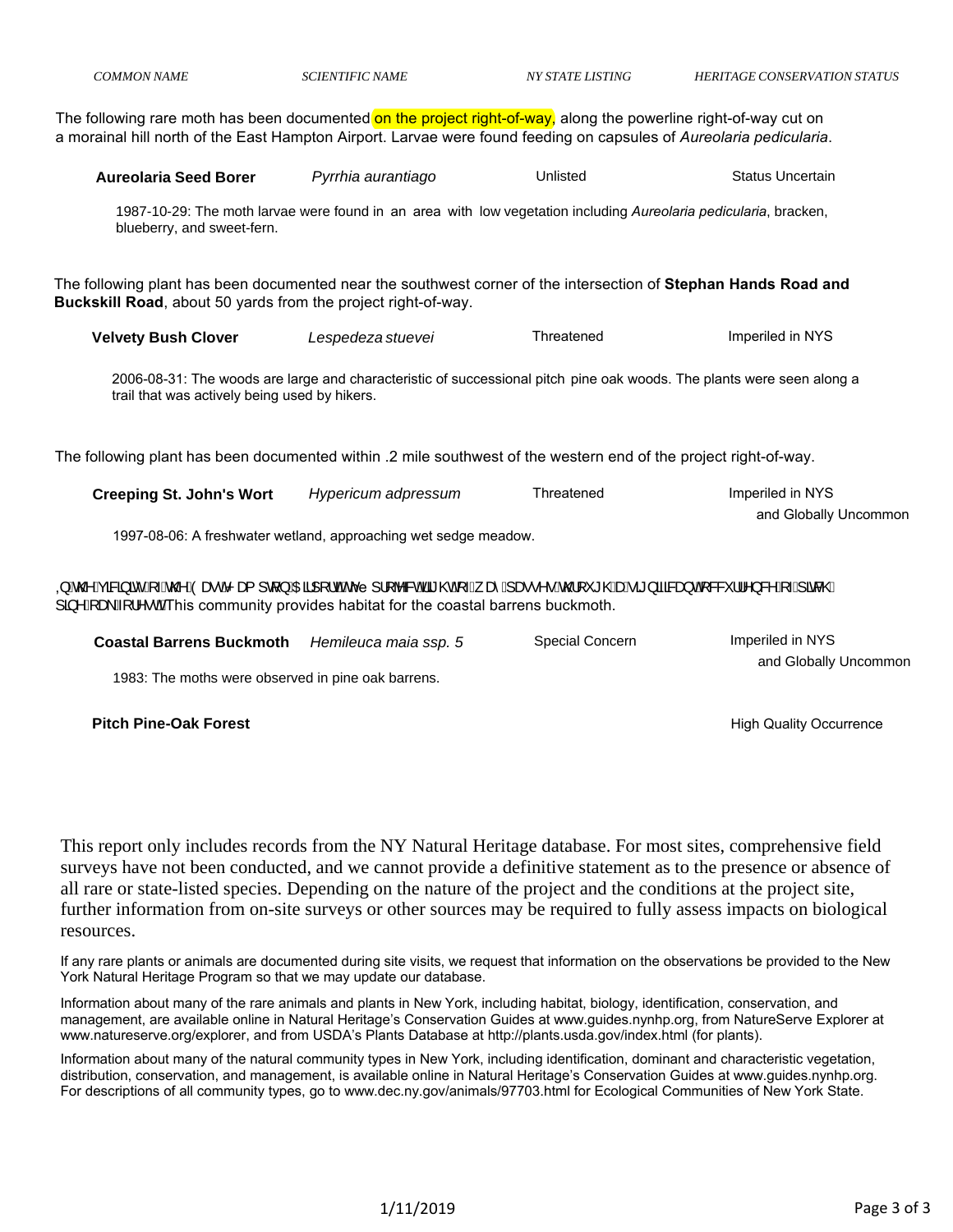| COMMON NAME | SCIENTIFIC NAME | NY STATE LISTING | HERITAGE CONSERVATION STATUS |
|---|---|---|---|

The following rare moth has been documented on the project right-of-way, along the powerline right-of-way cut on a morainal hill north of the East Hampton Airport. Larvae were found feeding on capsules of *Aureolaria pedicularia*.

| | | | |
|---|---|---|---|
| **Aureolaria Seed Borer** | *Pyrrhia aurantiago* | Unlisted | Status Uncertain |

1987-10-29: The moth larvae were found in an area with low vegetation including *Aureolaria pedicularia*, bracken, blueberry, and sweet-fern.

The following plant has been documented near the southwest corner of the intersection of **Stephan Hands Road and Buckskill Road**, about 50 yards from the project right-of-way.

| | | | |
|---|---|---|---|
| **Velvety Bush Clover** | *Lespedeza stuevei* | Threatened | Imperiled in NYS |

2006-08-31: The woods are large and characteristic of successional pitch pine oak woods. The plants were seen along a trail that was actively being used by hikers.

The following plant has been documented within .2 mile southwest of the western end of the project right-of-way.

| | | | |
|---|---|---|---|
| **Creeping St. John's Wort** | *Hypericum adpressum* | Threatened | Imperiled in NYS and Globally Uncommon |

1997-08-06: A freshwater wetland, approaching wet sedge meadow.

In the vicinity of the East Hampton Airport, the project right-of-way passes through a significant occurrence of pitch pine oak forest. This community provides habitat for the coastal barrens buckmoth.

| | | | |
|---|---|---|---|
| **Coastal Barrens Buckmoth** | *Hemileuca maia ssp. 5* | Special Concern | Imperiled in NYS and Globally Uncommon |

1983: The moths were observed in pine oak barrens.

| | | | |
|---|---|---|---|
| **Pitch Pine-Oak Forest** | | | High Quality Occurrence |

This report only includes records from the NY Natural Heritage database. For most sites, comprehensive field surveys have not been conducted, and we cannot provide a definitive statement as to the presence or absence of all rare or state-listed species. Depending on the nature of the project and the conditions at the project site, further information from on-site surveys or other sources may be required to fully assess impacts on biological resources.

If any rare plants or animals are documented during site visits, we request that information on the observations be provided to the New York Natural Heritage Program so that we may update our database.

Information about many of the rare animals and plants in New York, including habitat, biology, identification, conservation, and management, are available online in Natural Heritage's Conservation Guides at www.guides.nynhp.org, from NatureServe Explorer at www.natureserve.org/explorer, and from USDA's Plants Database at http://plants.usda.gov/index.html (for plants).

Information about many of the natural community types in New York, including identification, dominant and characteristic vegetation, distribution, conservation, and management, is available online in Natural Heritage's Conservation Guides at www.guides.nynhp.org. For descriptions of all community types, go to www.dec.ny.gov/animals/97703.html for Ecological Communities of New York State.

1/11/2019